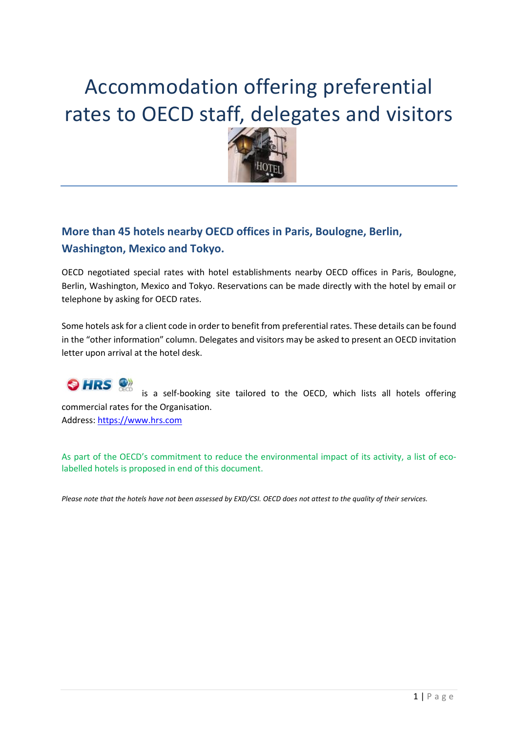# Accommodation offering preferential rates to OECD staff, delegates and visitors

## More than 45 hotels nearby OECD offices in Paris, Boulogne, Berlin, Washington, Mexico and Tokyo.

OECD negotiated special rates with hotel establishments nearby OECD offices in Paris, Boulogne, Berlin, Washington, Mexico and Tokyo. Reservations can be made directly with the hotel by email or telephone by asking for OECD rates.

Some hotels ask for a client code in order to benefit from preferential rates. These details can be found in the "other information" column. Delegates and visitors may be asked to present an OECD invitation letter upon arrival at the hotel desk.

HRS is a self-booking site tailored to the OECD, which lists all hotels offering commercial rates for the Organisation.
Address: [https://www.hrs.com](https://www.hrs.com)

As part of the OECD's commitment to reduce the environmental impact of its activity, a list of eco-labelled hotels is proposed in end of this document.

*Please note that the hotels have not been assessed by EXD/CSI. OECD does not attest to the quality of their services.*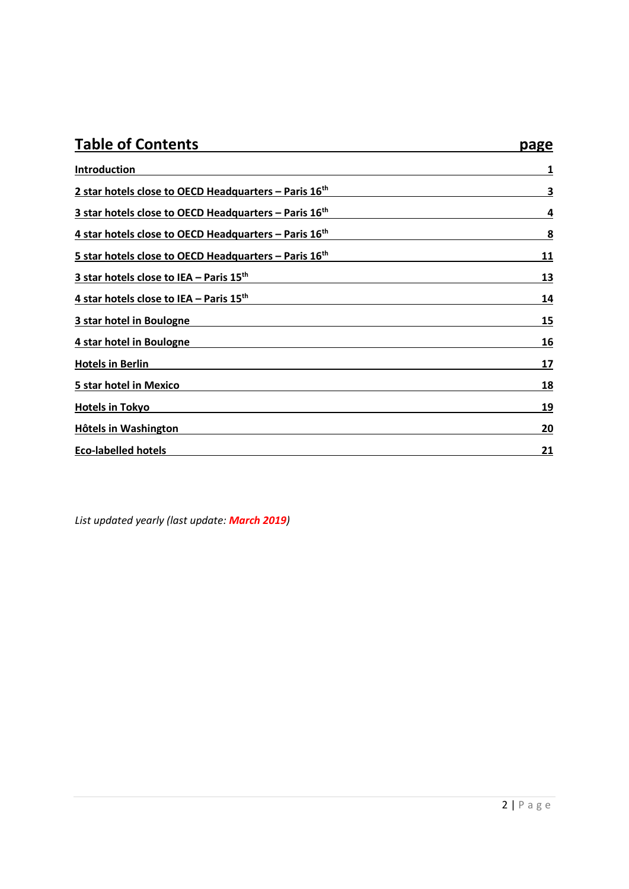# Table of Contents

| Section | page |
| --- | --- |
| Introduction | 1 |
| 2 star hotels close to OECD Headquarters – Paris 16th | 3 |
| 3 star hotels close to OECD Headquarters – Paris 16th | 4 |
| 4 star hotels close to OECD Headquarters – Paris 16th | 8 |
| 5 star hotels close to OECD Headquarters – Paris 16th | 11 |
| 3 star hotels close to IEA – Paris 15th | 13 |
| 4 star hotels close to IEA – Paris 15th | 14 |
| 3 star hotel in Boulogne | 15 |
| 4 star hotel in Boulogne | 16 |
| Hotels in Berlin | 17 |
| 5 star hotel in Mexico | 18 |
| Hotels in Tokyo | 19 |
| Hôtels in Washington | 20 |
| Eco-labelled hotels | 21 |

*List updated yearly (last update: **March 2019**)*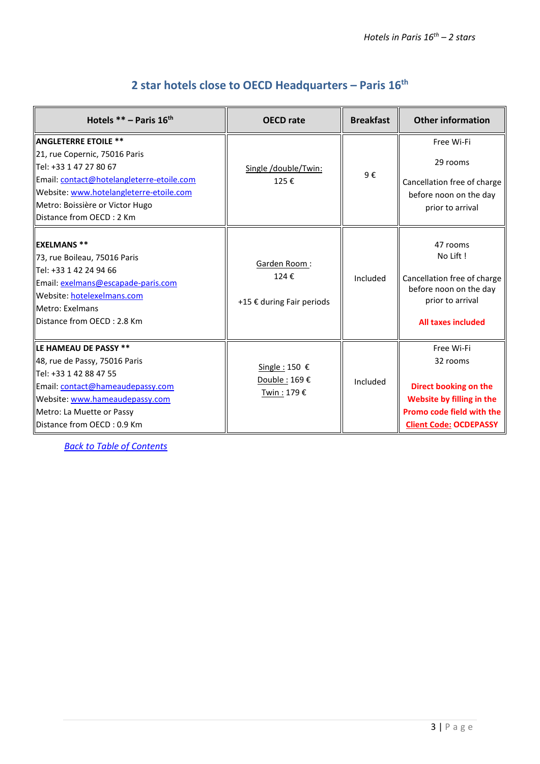## 2 star hotels close to OECD Headquarters – Paris 16th

| Hotels ** – Paris 16th | OECD rate | Breakfast | Other information |
|---|---|---|---|
| **ANGLETERRE ETOILE** **<br>21, rue Copernic, 75016 Paris<br>Tel: +33 1 47 27 80 67<br>Email: contact@hotelangleterre-etoile.com<br>Website: www.hotelangleterre-etoile.com<br>Metro: Boissière or Victor Hugo<br>Distance from OECD : 2 Km | Single /double/Twin:<br>125 € | 9 € | Free Wi-Fi<br>29 rooms<br>Cancellation free of charge before noon on the day prior to arrival |
| **EXELMANS** **<br>73, rue Boileau, 75016 Paris<br>Tel: +33 1 42 24 94 66<br>Email: exelmans@escapade-paris.com<br>Website: hotelexelmans.com<br>Metro: Exelmans<br>Distance from OECD : 2.8 Km | Garden Room :<br>124 €<br>+15 € during Fair periods | Included | 47 rooms<br>No Lift !<br>Cancellation free of charge before noon on the day prior to arrival<br>**All taxes included** |
| **LE HAMEAU DE PASSY** **<br>48, rue de Passy, 75016 Paris<br>Tel: +33 1 42 88 47 55<br>Email: contact@hameaudepassy.com<br>Website: www.hameaudepassy.com<br>Metro: La Muette or Passy<br>Distance from OECD : 0.9 Km | Single : 150 €<br>Double : 169 €<br>Twin : 179 € | Included | Free Wi-Fi<br>32 rooms<br>**Direct booking on the Website by filling in the Promo code field with the Client Code: OCDEPASSY** |

*Back to Table of Contents*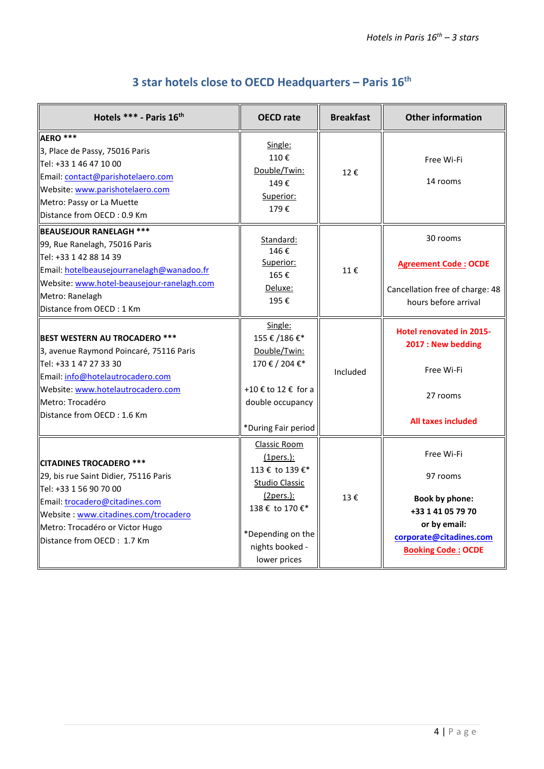## 3 star hotels close to OECD Headquarters – Paris 16th

| Hotels *** - Paris 16th | OECD rate | Breakfast | Other information |
|---|---|---|---|
| **AERO \*\*\***<br>3, Place de Passy, 75016 Paris<br>Tel: +33 1 46 47 10 00<br>Email: contact@parishotelaero.com<br>Website: www.parishotelaero.com<br>Metro: Passy or La Muette<br>Distance from OECD : 0.9 Km | Single:<br>110 €<br>Double/Twin:<br>149 €<br>Superior:<br>179 € | 12 € | Free Wi-Fi<br><br>14 rooms |
| **BEAUSEJOUR RANELAGH \*\*\***<br>99, Rue Ranelagh, 75016 Paris<br>Tel: +33 1 42 88 14 39<br>Email: hotelbeausejourranelagh@wanadoo.fr<br>Website: www.hotel-beausejour-ranelagh.com<br>Metro: Ranelagh<br>Distance from OECD : 1 Km | Standard:<br>146 €<br>Superior:<br>165 €<br>Deluxe:<br>195 € | 11 € | 30 rooms<br><br>**Agreement Code : OCDE**<br><br>Cancellation free of charge: 48 hours before arrival |
| **BEST WESTERN AU TROCADERO \*\*\***<br>3, avenue Raymond Poincaré, 75116 Paris<br>Tel: +33 1 47 27 33 30<br>Email: info@hotelautrocadero.com<br>Website: www.hotelautrocadero.com<br>Metro: Trocadéro<br>Distance from OECD : 1.6 Km | Single:<br>155 € /186 €*<br>Double/Twin:<br>170 € / 204 €*<br><br>+10 € to 12 € for a double occupancy<br><br>*During Fair period | Included | **Hotel renovated in 2015-2017 : New bedding**<br><br>Free Wi-Fi<br><br>27 rooms<br><br>**All taxes included** |
| **CITADINES TROCADERO \*\*\***<br>29, bis rue Saint Didier, 75116 Paris<br>Tel: +33 1 56 90 70 00<br>Email: trocadero@citadines.com<br>Website : www.citadines.com/trocadero<br>Metro: Trocadéro or Victor Hugo<br>Distance from OECD : 1.7 Km | Classic Room (1pers.):<br>113 € to 139 €*<br>Studio Classic (2pers.):<br>138 € to 170 €*<br><br>*Depending on the nights booked - lower prices | 13 € | Free Wi-Fi<br><br>97 rooms<br><br>**Book by phone: +33 1 41 05 79 70 or by email: corporate@citadines.com**<br>**Booking Code : OCDE** |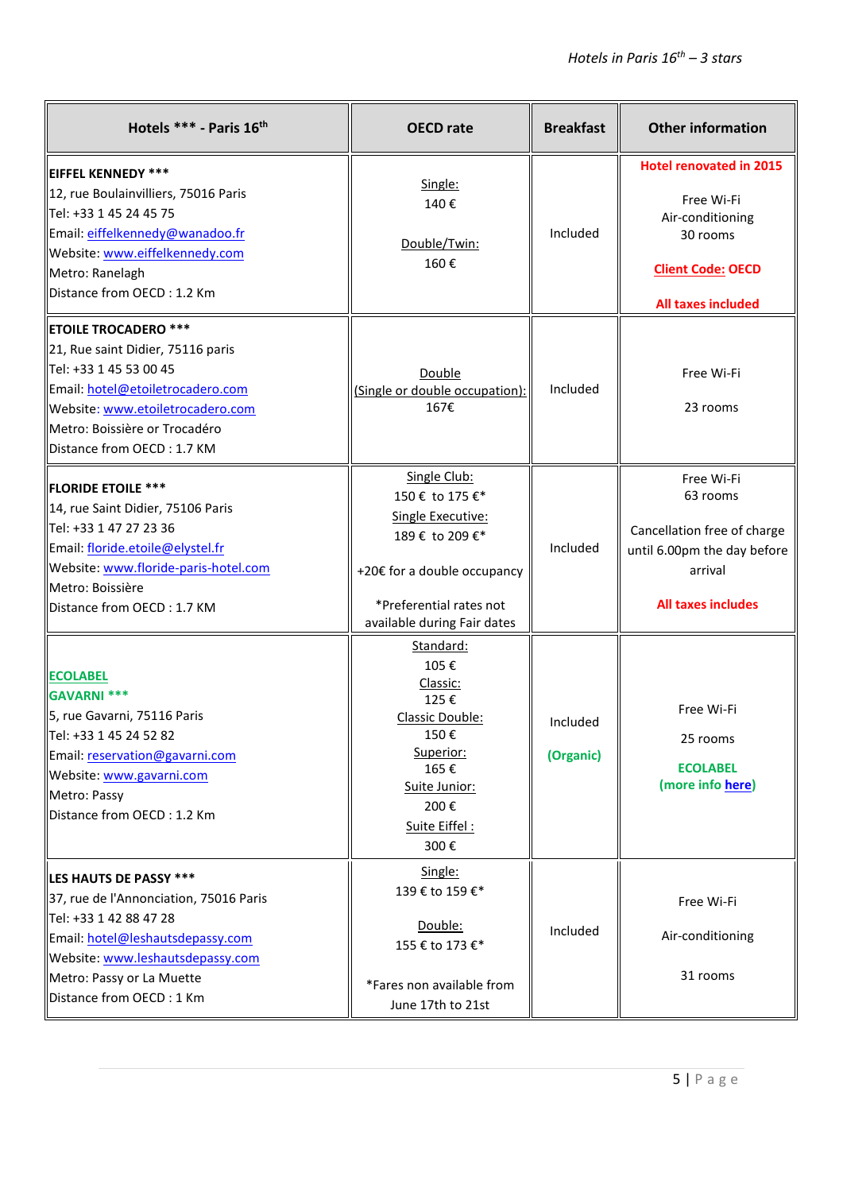| Hotels *** - Paris 16th | OECD rate | Breakfast | Other information |
|---|---|---|---|
| **EIFFEL KENNEDY** ***<br>12, rue Boulainvilliers, 75016 Paris<br>Tel: +33 1 45 24 45 75<br>Email: eiffelkennedy@wanadoo.fr<br>Website: www.eiffelkennedy.com<br>Metro: Ranelagh<br>Distance from OECD : 1.2 Km | Single:<br>140 €<br><br>Double/Twin:<br>160 € | Included | **Hotel renovated in 2015**<br><br>Free Wi-Fi<br>Air-conditioning<br>30 rooms<br><br>**Client Code: OECD**<br><br>**All taxes included** |
| **ETOILE TROCADERO** ***<br>21, Rue saint Didier, 75116 paris<br>Tel: +33 1 45 53 00 45<br>Email: hotel@etoiletrocadero.com<br>Website: www.etoiletrocadero.com<br>Metro: Boissière or Trocadéro<br>Distance from OECD : 1.7 KM | Double<br>(Single or double occupation):<br>167€ | Included | Free Wi-Fi<br><br>23 rooms |
| **FLORIDE ETOILE** ***<br>14, rue Saint Didier, 75106 Paris<br>Tel: +33 1 47 27 23 36<br>Email: floride.etoile@elystel.fr<br>Website: www.floride-paris-hotel.com<br>Metro: Boissière<br>Distance from OECD : 1.7 KM | Single Club:<br>150 € to 175 €*<br>Single Executive:<br>189 € to 209 €*<br><br>+20€ for a double occupancy<br><br>*Preferential rates not available during Fair dates | Included | Free Wi-Fi<br>63 rooms<br><br>Cancellation free of charge until 6.00pm the day before arrival<br><br>**All taxes includes** |
| **ECOLABEL**<br>**GAVARNI** ***<br>5, rue Gavarni, 75116 Paris<br>Tel: +33 1 45 24 52 82<br>Email: reservation@gavarni.com<br>Website: www.gavarni.com<br>Metro: Passy<br>Distance from OECD : 1.2 Km | Standard:<br>105 €<br>Classic:<br>125 €<br>Classic Double:<br>150 €<br>Superior:<br>165 €<br>Suite Junior:<br>200 €<br>Suite Eiffel :<br>300 € | Included<br><br>**(Organic)** | Free Wi-Fi<br><br>25 rooms<br><br>**ECOLABEL**<br>**(more info here)** |
| **LES HAUTS DE PASSY** ***<br>37, rue de l'Annonciation, 75016 Paris<br>Tel: +33 1 42 88 47 28<br>Email: hotel@leshautsdepassy.com<br>Website: www.leshautsdepassy.com<br>Metro: Passy or La Muette<br>Distance from OECD : 1 Km | Single:<br>139 € to 159 €*<br><br>Double:<br>155 € to 173 €*<br><br>*Fares non available from June 17th to 21st | Included | Free Wi-Fi<br><br>Air-conditioning<br><br>31 rooms |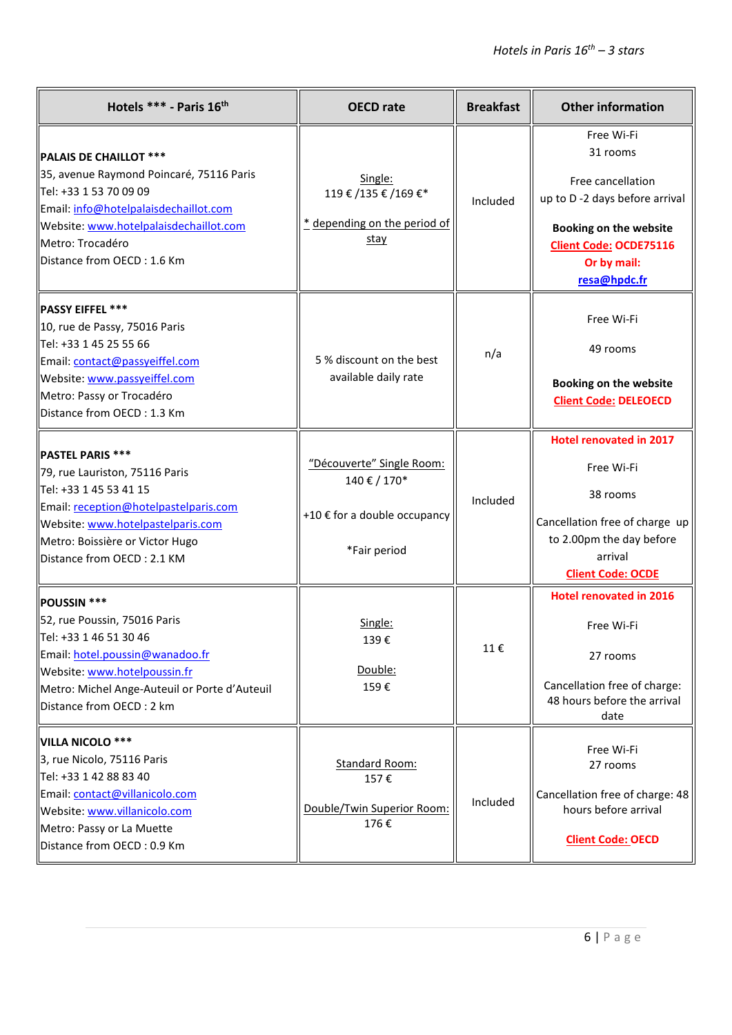| Hotels *** - Paris 16th | OECD rate | Breakfast | Other information |
|---|---|---|---|
| **PALAIS DE CHAILLOT ***** <br>35, avenue Raymond Poincaré, 75116 Paris<br>Tel: +33 1 53 70 09 09<br>Email: info@hotelpalaisdechaillot.com<br>Website: www.hotelpalaisdechaillot.com<br>Metro: Trocadéro<br>Distance from OECD : 1.6 Km | Single:<br>119 € /135 € /169 €*<br><br>* depending on the period of stay | Included | Free Wi-Fi<br>31 rooms<br><br>Free cancellation up to D -2 days before arrival<br><br>**Booking on the website**<br>**Client Code: OCDE75116**<br>**Or by mail:**<br>**resa@hpdc.fr** |
| **PASSY EIFFEL ***** <br>10, rue de Passy, 75016 Paris<br>Tel: +33 1 45 25 55 66<br>Email: contact@passyeiffel.com<br>Website: www.passyeiffel.com<br>Metro: Passy or Trocadéro<br>Distance from OECD : 1.3 Km | 5 % discount on the best available daily rate | n/a | Free Wi-Fi<br><br>49 rooms<br><br>**Booking on the website**<br>**Client Code: DELEOECD** |
| **PASTEL PARIS ***** <br>79, rue Lauriston, 75116 Paris<br>Tel: +33 1 45 53 41 15<br>Email: reception@hotelpastelparis.com<br>Website: www.hotelpastelparis.com<br>Metro: Boissière or Victor Hugo<br>Distance from OECD : 2.1 KM | "Découverte" Single Room:<br>140 € / 170*<br><br>+10 € for a double occupancy<br><br>*Fair period | Included | **Hotel renovated in 2017**<br><br>Free Wi-Fi<br><br>38 rooms<br><br>Cancellation free of charge up to 2.00pm the day before arrival<br>**Client Code: OCDE** |
| **POUSSIN ***** <br>52, rue Poussin, 75016 Paris<br>Tel: +33 1 46 51 30 46<br>Email: hotel.poussin@wanadoo.fr<br>Website: www.hotelpoussin.fr<br>Metro: Michel Ange-Auteuil or Porte d'Auteuil<br>Distance from OECD : 2 km | Single:<br>139 €<br><br>Double:<br>159 € | 11 € | **Hotel renovated in 2016**<br><br>Free Wi-Fi<br><br>27 rooms<br><br>Cancellation free of charge: 48 hours before the arrival date |
| **VILLA NICOLO ***** <br>3, rue Nicolo, 75116 Paris<br>Tel: +33 1 42 88 83 40<br>Email: contact@villanicolo.com<br>Website: www.villanicolo.com<br>Metro: Passy or La Muette<br>Distance from OECD : 0.9 Km | Standard Room:<br>157 €<br><br>Double/Twin Superior Room:<br>176 € | Included | Free Wi-Fi<br>27 rooms<br><br>Cancellation free of charge: 48 hours before arrival<br><br>**Client Code: OECD** |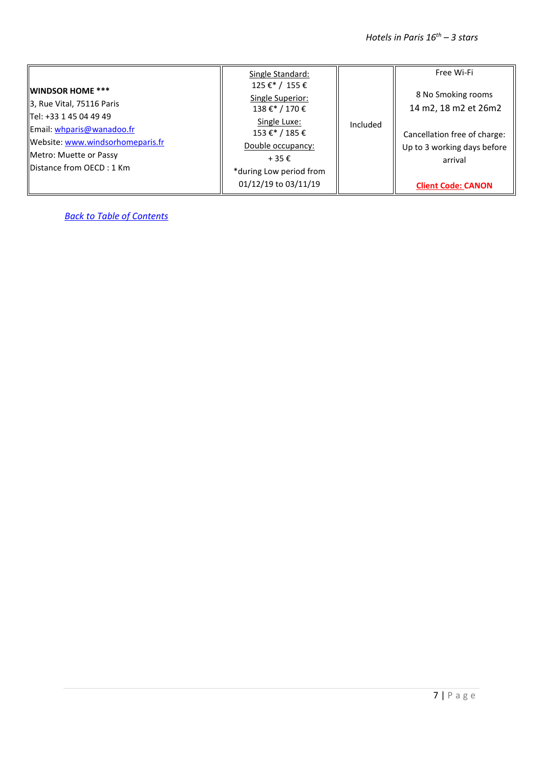| | | | |
|---|---|---|---|
| **WINDSOR HOME ***** <br>3, Rue Vital, 75116 Paris<br>Tel: +33 1 45 04 49 49<br>Email: whparis@wanadoo.fr<br>Website: www.windsorhomeparis.fr<br>Metro: Muette or Passy<br>Distance from OECD : 1 Km | Single Standard:<br>125 €* / 155 €<br>Single Superior:<br>138 €* / 170 €<br>Single Luxe:<br>153 €* / 185 €<br>Double occupancy:<br>+ 35 €<br>*during Low period from 01/12/19 to 03/11/19 | Included | Free Wi-Fi<br><br>8 No Smoking rooms<br>14 m2, 18 m2 et 26m2<br><br>Cancellation free of charge:<br>Up to 3 working days before arrival<br><br>**Client Code: CANON** |

*Back to Table of Contents*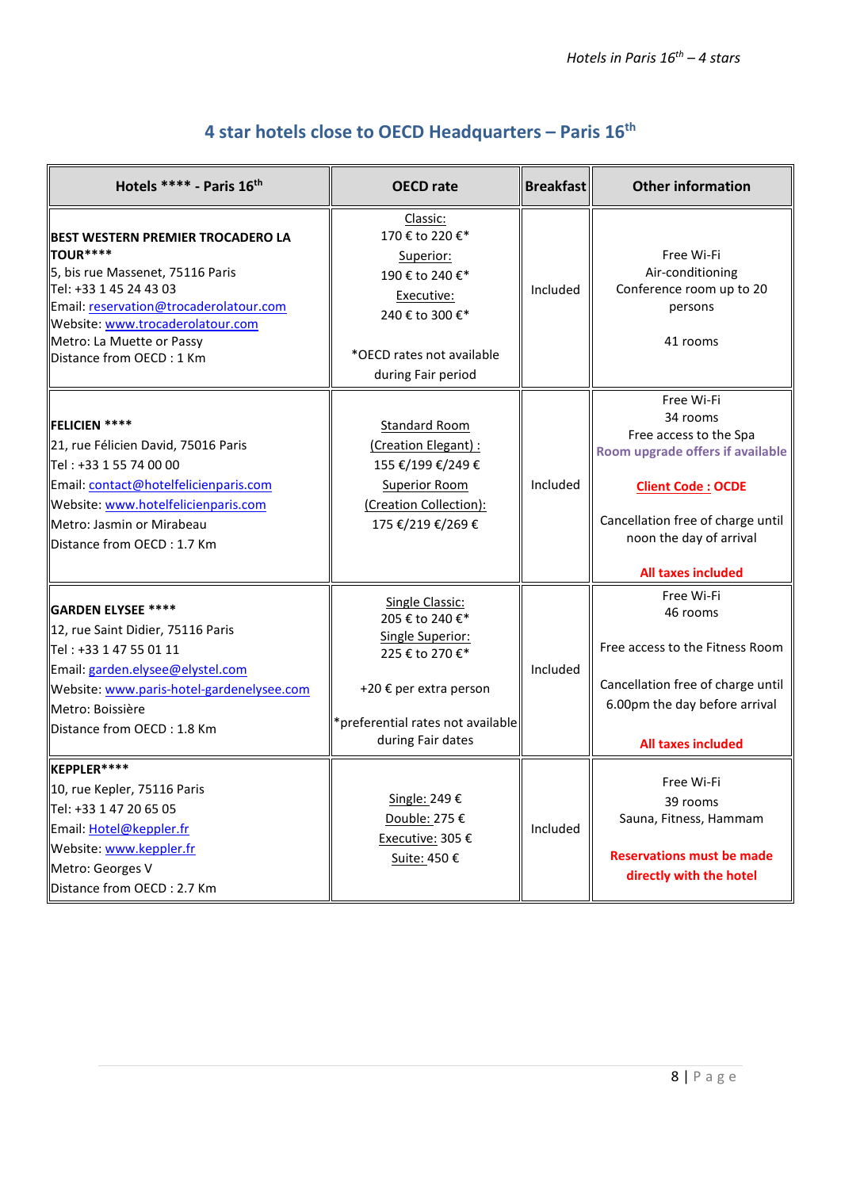## 4 star hotels close to OECD Headquarters – Paris 16th

| Hotels **** - Paris 16th | OECD rate | Breakfast | Other information |
|---|---|---|---|
| **BEST WESTERN PREMIER TROCADERO LA TOUR****** <br>5, bis rue Massenet, 75116 Paris<br>Tel: +33 1 45 24 43 03<br>Email: reservation@trocaderolatour.com<br>Website: www.trocaderolatour.com<br>Metro: La Muette or Passy<br>Distance from OECD : 1 Km | Classic:<br>170 € to 220 €*<br>Superior:<br>190 € to 240 €*<br>Executive:<br>240 € to 300 €*<br><br>*OECD rates not available during Fair period | Included | Free Wi-Fi<br>Air-conditioning<br>Conference room up to 20 persons<br><br>41 rooms |
| **FELICIEN ****** <br>21, rue Félicien David, 75016 Paris<br>Tel : +33 1 55 74 00 00<br>Email: contact@hotelfelicienparis.com<br>Website: www.hotelfelicienparis.com<br>Metro: Jasmin or Mirabeau<br>Distance from OECD : 1.7 Km | Standard Room (Creation Elegant) :<br>155 €/199 €/249 €<br>Superior Room (Creation Collection):<br>175 €/219 €/269 € | Included | Free Wi-Fi<br>34 rooms<br>Free access to the Spa<br>**Room upgrade offers if available**<br><br>**Client Code : OCDE**<br><br>Cancellation free of charge until noon the day of arrival<br><br>**All taxes included** |
| **GARDEN ELYSEE ****** <br>12, rue Saint Didier, 75116 Paris<br>Tel : +33 1 47 55 01 11<br>Email: garden.elysee@elystel.com<br>Website: www.paris-hotel-gardenelysee.com<br>Metro: Boissière<br>Distance from OECD : 1.8 Km | Single Classic:<br>205 € to 240 €*<br>Single Superior:<br>225 € to 270 €*<br><br>+20 € per extra person<br><br>*preferential rates not available during Fair dates | Included | Free Wi-Fi<br>46 rooms<br><br>Free access to the Fitness Room<br><br>Cancellation free of charge until 6.00pm the day before arrival<br><br>**All taxes included** |
| **KEPPLER****** <br>10, rue Kepler, 75116 Paris<br>Tel: +33 1 47 20 65 05<br>Email: Hotel@keppler.fr<br>Website: www.keppler.fr<br>Metro: Georges V<br>Distance from OECD : 2.7 Km | Single: 249 €<br>Double: 275 €<br>Executive: 305 €<br>Suite: 450 € | Included | Free Wi-Fi<br>39 rooms<br>Sauna, Fitness, Hammam<br><br>**Reservations must be made directly with the hotel** |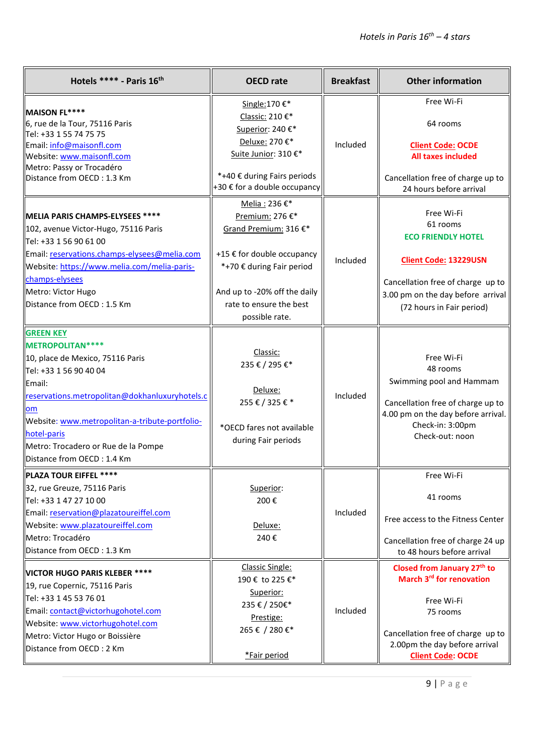| Hotels **** - Paris 16th | OECD rate | Breakfast | Other information |
|---|---|---|---|
| **MAISON FL****** <br>6, rue de la Tour, 75116 Paris<br>Tel: +33 1 55 74 75 75<br>Email: info@maisonfl.com<br>Website: www.maisonfl.com<br>Metro: Passy or Trocadéro<br>Distance from OECD : 1.3 Km | Single:170 €*<br>Classic: 210 €*<br>Superior: 240 €*<br>Deluxe: 270 €*<br>Suite Junior: 310 €*<br><br>*+40 € during Fairs periods<br>+30 € for a double occupancy | Included | Free Wi-Fi<br><br>64 rooms<br><br>**Client Code: OCDE**<br>**All taxes included**<br><br>Cancellation free of charge up to 24 hours before arrival |
| **MELIA PARIS CHAMPS-ELYSEES ****** <br>102, avenue Victor-Hugo, 75116 Paris<br>Tel: +33 1 56 90 61 00<br>Email: reservations.champs-elysees@melia.com<br>Website: https://www.melia.com/melia-paris-champs-elysees<br>Metro: Victor Hugo<br>Distance from OECD : 1.5 Km | Melia : 236 €*<br>Premium: 276 €*<br>Grand Premium: 316 €*<br><br>+15 € for double occupancy<br>*+70 € during Fair period<br><br>And up to -20% off the daily rate to ensure the best possible rate. | Included | Free Wi-Fi<br>61 rooms<br>**ECO FRIENDLY HOTEL**<br><br>**Client Code: 13229USN**<br><br>Cancellation free of charge up to 3.00 pm on the day before arrival (72 hours in Fair period) |
| **GREEN KEY**<br>**METROPOLITAN******<br>10, place de Mexico, 75116 Paris<br>Tel: +33 1 56 90 40 04<br>Email: reservations.metropolitan@dokhanluxuryhotels.com<br>Website: www.metropolitan-a-tribute-portfolio-hotel-paris<br>Metro: Trocadero or Rue de la Pompe<br>Distance from OECD : 1.4 Km | Classic:<br>235 € / 295 €*<br><br>Deluxe:<br>255 € / 325 € *<br><br>*OECD fares not available during Fair periods | Included | Free Wi-Fi<br>48 rooms<br>Swimming pool and Hammam<br><br>Cancellation free of charge up to 4.00 pm on the day before arrival.<br>Check-in: 3:00pm<br>Check-out: noon |
| **PLAZA TOUR EIFFEL ****** <br>32, rue Greuze, 75116 Paris<br>Tel: +33 1 47 27 10 00<br>Email: reservation@plazatoureiffel.com<br>Website: www.plazatoureiffel.com<br>Metro: Trocadéro<br>Distance from OECD : 1.3 Km | Superior:<br>200 €<br><br>Deluxe:<br>240 € | Included | Free Wi-Fi<br><br>41 rooms<br><br>Free access to the Fitness Center<br><br>Cancellation free of charge 24 up to 48 hours before arrival |
| **VICTOR HUGO PARIS KLEBER ****** <br>19, rue Copernic, 75116 Paris<br>Tel: +33 1 45 53 76 01<br>Email: contact@victorhugohotel.com<br>Website: www.victorhugohotel.com<br>Metro: Victor Hugo or Boissière<br>Distance from OECD : 2 Km | Classic Single:<br>190 € to 225 €*<br>Superior:<br>235 € / 250€*<br>Prestige:<br>265 € / 280 €*<br><br>*Fair period | Included | **Closed from January 27th to March 3rd for renovation**<br><br>Free Wi-Fi<br>75 rooms<br><br>Cancellation free of charge up to 2.00pm the day before arrival<br>**Client Code: OCDE** |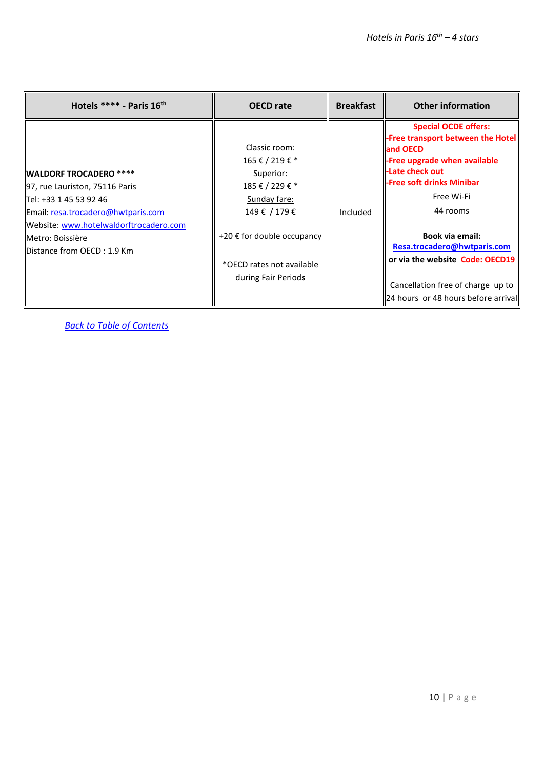| Hotels **** - Paris 16th | OECD rate | Breakfast | Other information |
|---|---|---|---|
| **WALDORF TROCADERO ****** <br>97, rue Lauriston, 75116 Paris <br>Tel: +33 1 45 53 92 46 <br>Email: resa.trocadero@hwtparis.com <br>Website: www.hotelwaldorftrocadero.com <br>Metro: Boissière <br>Distance from OECD : 1.9 Km | Classic room: <br>165 € / 219 € * <br>Superior: <br>185 € / 229 € * <br>Sunday fare: <br>149 € / 179 € <br><br>+20 € for double occupancy <br><br>*OECD rates not available during Fair Periods | Included | **Special OCDE offers:** <br>**-Free transport between the Hotel and OECD** <br>**-Free upgrade when available** <br>**-Late check out** <br>**-Free soft drinks Minibar** <br>Free Wi-Fi <br>44 rooms <br><br>**Book via email:** <br>**Resa.trocadero@hwtparis.com** <br>**or via the website Code: OECD19** <br><br>Cancellation free of charge up to 24 hours or 48 hours before arrival |

*Back to Table of Contents*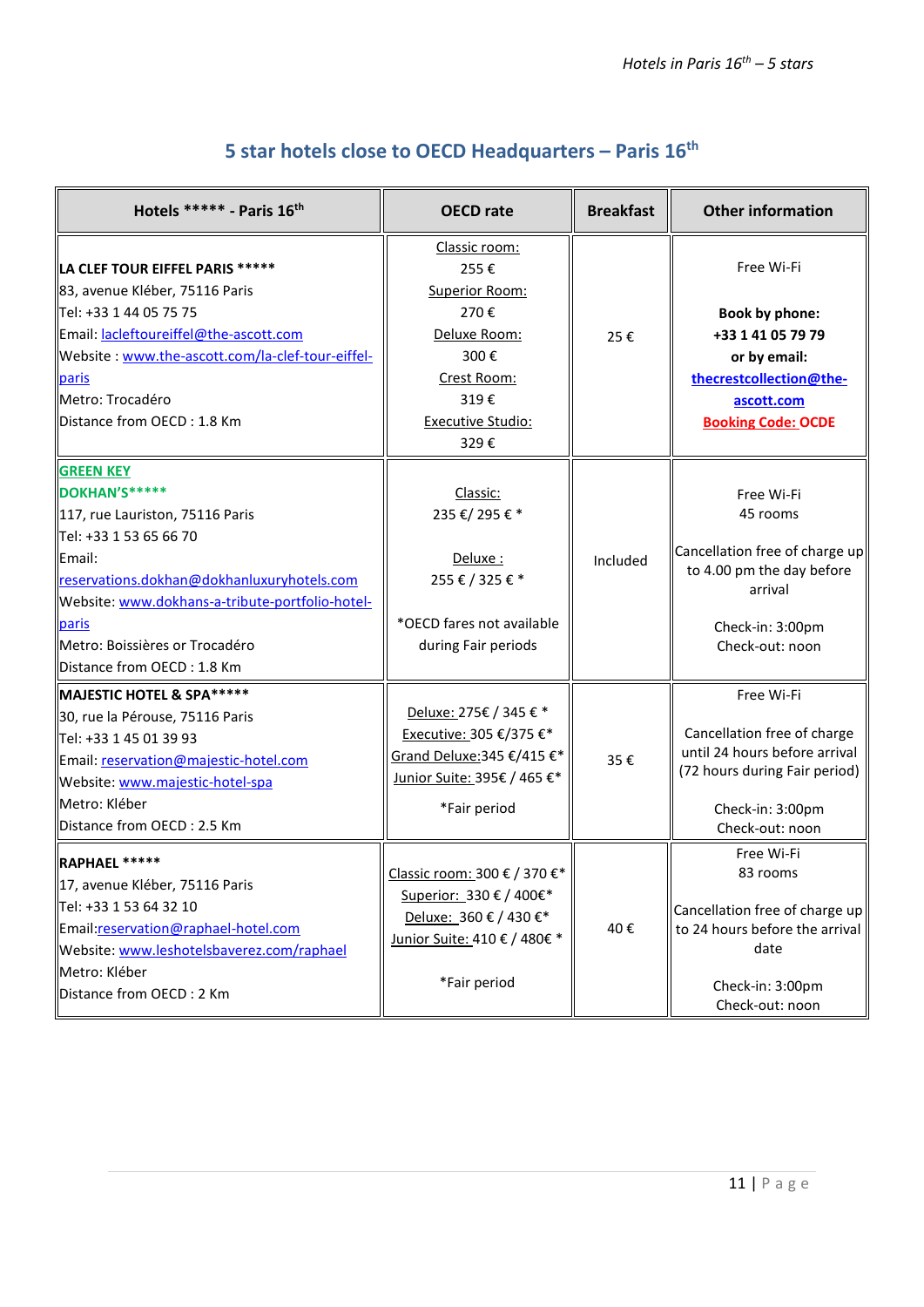## 5 star hotels close to OECD Headquarters – Paris 16th

| Hotels ***** - Paris 16th | OECD rate | Breakfast | Other information |
|---|---|---|---|
| **LA CLEF TOUR EIFFEL PARIS ******* <br> 83, avenue Kléber, 75116 Paris <br> Tel: +33 1 44 05 75 75 <br> Email: lacleftoureiffel@the-ascott.com <br> Website : www.the-ascott.com/la-clef-tour-eiffel-paris <br> Metro: Trocadéro <br> Distance from OECD : 1.8 Km | Classic room: <br> 255 € <br> Superior Room: <br> 270 € <br> Deluxe Room: <br> 300 € <br> Crest Room: <br> 319 € <br> Executive Studio: <br> 329 € | 25 € | Free Wi-Fi <br><br> **Book by phone:** <br> **+33 1 41 05 79 79** <br> **or by email:** <br> **thecrestcollection@the-ascott.com** <br> **Booking Code: OCDE** |
| **GREEN KEY** <br> **DOKHAN'S******* <br> 117, rue Lauriston, 75116 Paris <br> Tel: +33 1 53 65 66 70 <br> Email: <br> reservations.dokhan@dokhanluxuryhotels.com <br> Website: www.dokhans-a-tribute-portfolio-hotel-paris <br> Metro: Boissières or Trocadéro <br> Distance from OECD : 1.8 Km | Classic: <br> 235 €/ 295 € * <br><br> Deluxe : <br> 255 € / 325 € * <br><br> *OECD fares not available during Fair periods | Included | Free Wi-Fi <br> 45 rooms <br><br> Cancellation free of charge up to 4.00 pm the day before arrival <br><br> Check-in: 3:00pm <br> Check-out: noon |
| **MAJESTIC HOTEL & SPA******* <br> 30, rue la Pérouse, 75116 Paris <br> Tel: +33 1 45 01 39 93 <br> Email: reservation@majestic-hotel.com <br> Website: www.majestic-hotel-spa <br> Metro: Kléber <br> Distance from OECD : 2.5 Km | Deluxe: 275€ / 345 € * <br> Executive: 305 €/375 €* <br> Grand Deluxe:345 €/415 €* <br> Junior Suite: 395€ / 465 €* <br><br> *Fair period | 35 € | Free Wi-Fi <br><br> Cancellation free of charge until 24 hours before arrival (72 hours during Fair period) <br><br> Check-in: 3:00pm <br> Check-out: noon |
| **RAPHAEL ******* <br> 17, avenue Kléber, 75116 Paris <br> Tel: +33 1 53 64 32 10 <br> Email:reservation@raphael-hotel.com <br> Website: www.leshotelsbaverez.com/raphael <br> Metro: Kléber <br> Distance from OECD : 2 Km | Classic room: 300 € / 370 €* <br> Superior: 330 € / 400€* <br> Deluxe: 360 € / 430 €* <br> Junior Suite: 410 € / 480€ * <br><br> *Fair period | 40 € | Free Wi-Fi <br> 83 rooms <br><br> Cancellation free of charge up to 24 hours before the arrival date <br><br> Check-in: 3:00pm <br> Check-out: noon |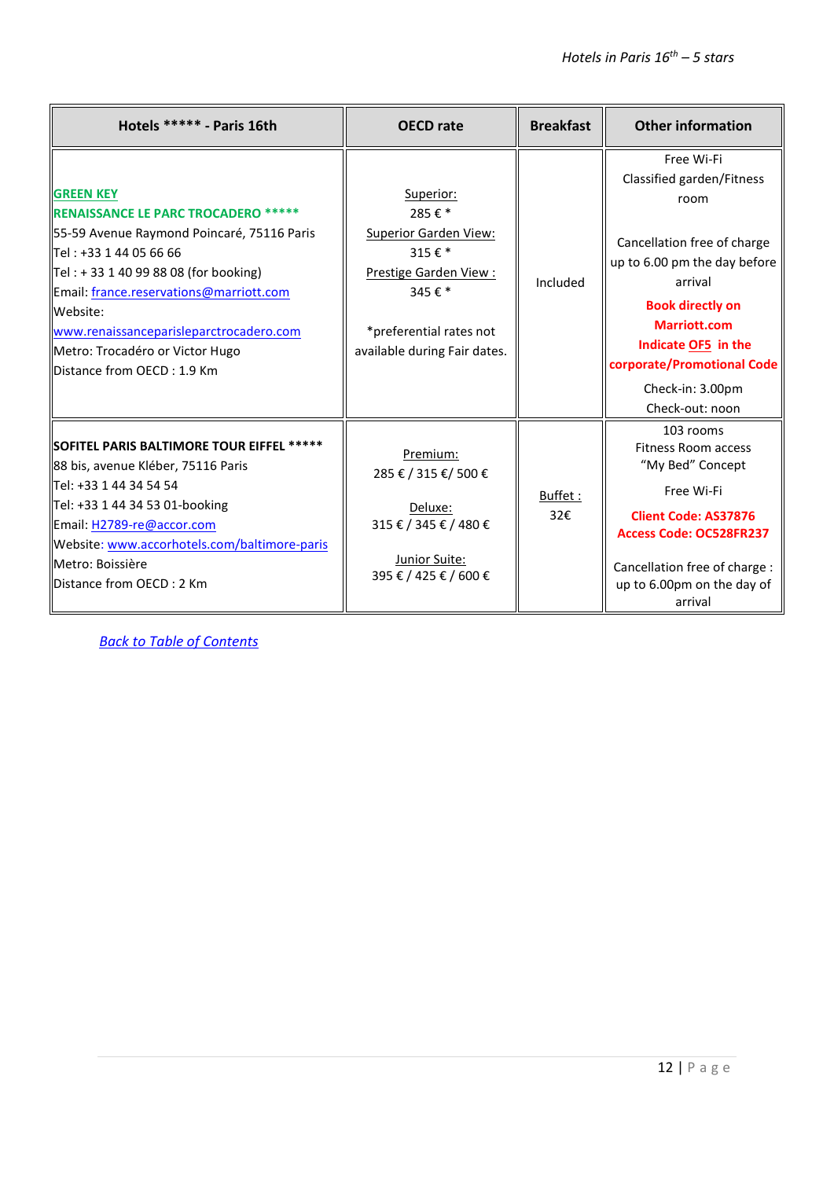| Hotels ***** - Paris 16th | OECD rate | Breakfast | Other information |
|---|---|---|---|
| **GREEN KEY**<br>**RENAISSANCE LE PARC TROCADERO *****<br>55-59 Avenue Raymond Poincaré, 75116 Paris<br>Tel : +33 1 44 05 66 66<br>Tel : + 33 1 40 99 88 08 (for booking)<br>Email: france.reservations@marriott.com<br>Website:<br>www.renaissanceparisleparctrocadero.com<br>Metro: Trocadéro or Victor Hugo<br>Distance from OECD : 1.9 Km | Superior:<br>285 € *<br>Superior Garden View:<br>315 € *<br>Prestige Garden View :<br>345 € *<br><br>*preferential rates not available during Fair dates. | Included | Free Wi-Fi<br>Classified garden/Fitness room<br><br>Cancellation free of charge up to 6.00 pm the day before arrival<br>**Book directly on Marriott.com**<br>**Indicate OF5 in the corporate/Promotional Code**<br>Check-in: 3.00pm<br>Check-out: noon |
| **SOFITEL PARIS BALTIMORE TOUR EIFFEL *****<br>88 bis, avenue Kléber, 75116 Paris<br>Tel: +33 1 44 34 54 54<br>Tel: +33 1 44 34 53 01-booking<br>Email: H2789-re@accor.com<br>Website: www.accorhotels.com/baltimore-paris<br>Metro: Boissière<br>Distance from OECD : 2 Km | Premium:<br>285 € / 315 €/ 500 €<br><br>Deluxe:<br>315 € / 345 € / 480 €<br><br>Junior Suite:<br>395 € / 425 € / 600 € | Buffet :<br>32€ | 103 rooms<br>Fitness Room access<br>“My Bed” Concept<br>Free Wi-Fi<br>**Client Code: AS37876**<br>**Access Code: OC528FR237**<br><br>Cancellation free of charge : up to 6.00pm on the day of arrival |

*Back to Table of Contents*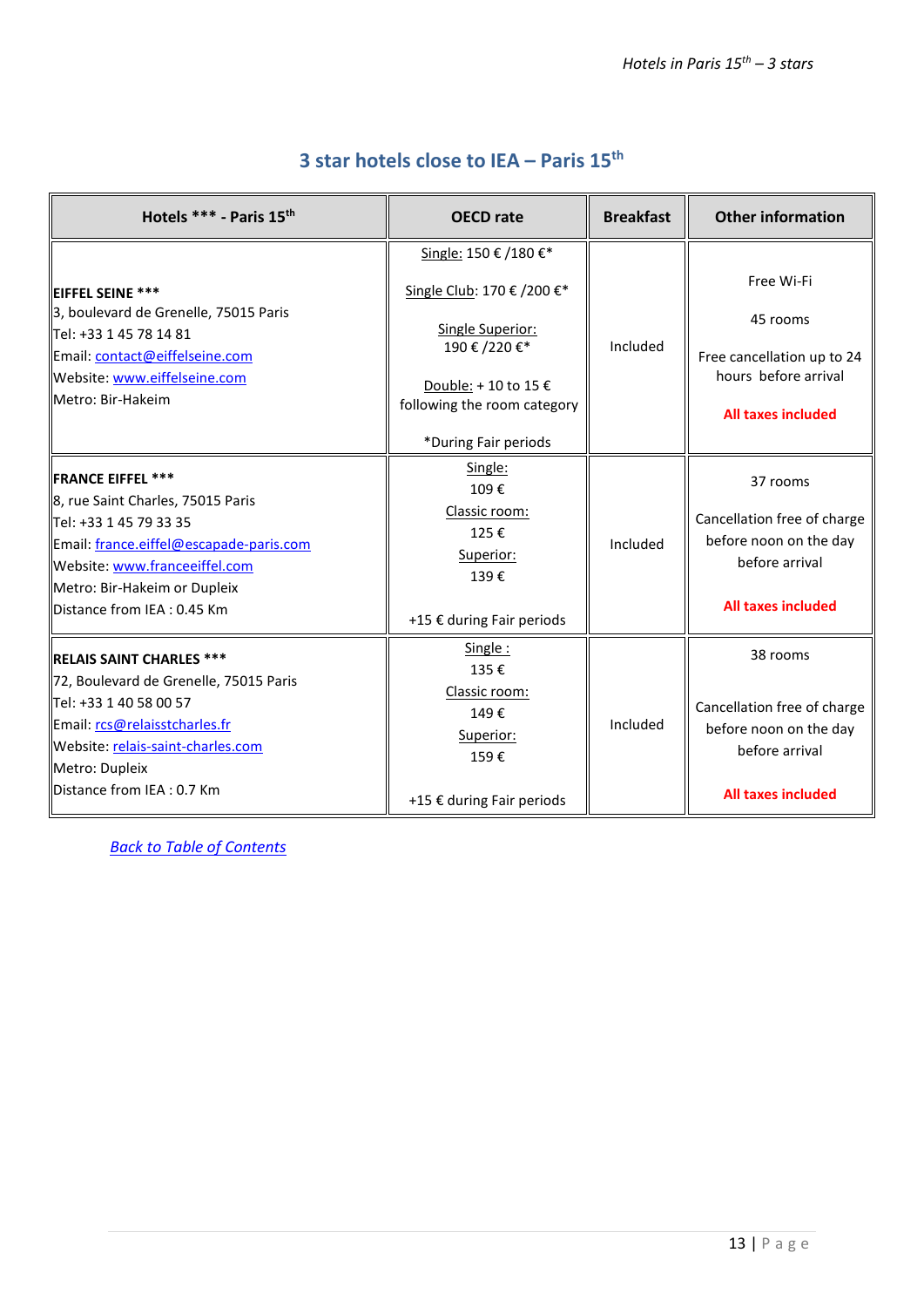## 3 star hotels close to IEA – Paris 15th

| Hotels *** - Paris 15th | OECD rate | Breakfast | Other information |
|---|---|---|---|
| **EIFFEL SEINE ***<br>3, boulevard de Grenelle, 75015 Paris<br>Tel: +33 1 45 78 14 81<br>Email: contact@eiffelseine.com<br>Website: www.eiffelseine.com<br>Metro: Bir-Hakeim | Single: 150 € /180 €*<br><br>Single Club: 170 € /200 €*<br><br>Single Superior: 190 € /220 €*<br><br>Double: + 10 to 15 € following the room category<br><br>*During Fair periods | Included | Free Wi-Fi<br><br>45 rooms<br><br>Free cancellation up to 24 hours before arrival<br><br>**All taxes included** |
| **FRANCE EIFFEL ***<br>8, rue Saint Charles, 75015 Paris<br>Tel: +33 1 45 79 33 35<br>Email: france.eiffel@escapade-paris.com<br>Website: www.franceeiffel.com<br>Metro: Bir-Hakeim or Dupleix<br>Distance from IEA : 0.45 Km | Single: 109 €<br>Classic room: 125 €<br>Superior: 139 €<br><br>+15 € during Fair periods | Included | 37 rooms<br><br>Cancellation free of charge before noon on the day before arrival<br><br>**All taxes included** |
| **RELAIS SAINT CHARLES ***<br>72, Boulevard de Grenelle, 75015 Paris<br>Tel: +33 1 40 58 00 57<br>Email: rcs@relaisstcharles.fr<br>Website: relais-saint-charles.com<br>Metro: Dupleix<br>Distance from IEA : 0.7 Km | Single : 135 €<br>Classic room: 149 €<br>Superior: 159 €<br><br>+15 € during Fair periods | Included | 38 rooms<br><br>Cancellation free of charge before noon on the day before arrival<br><br>**All taxes included** |

*Back to Table of Contents*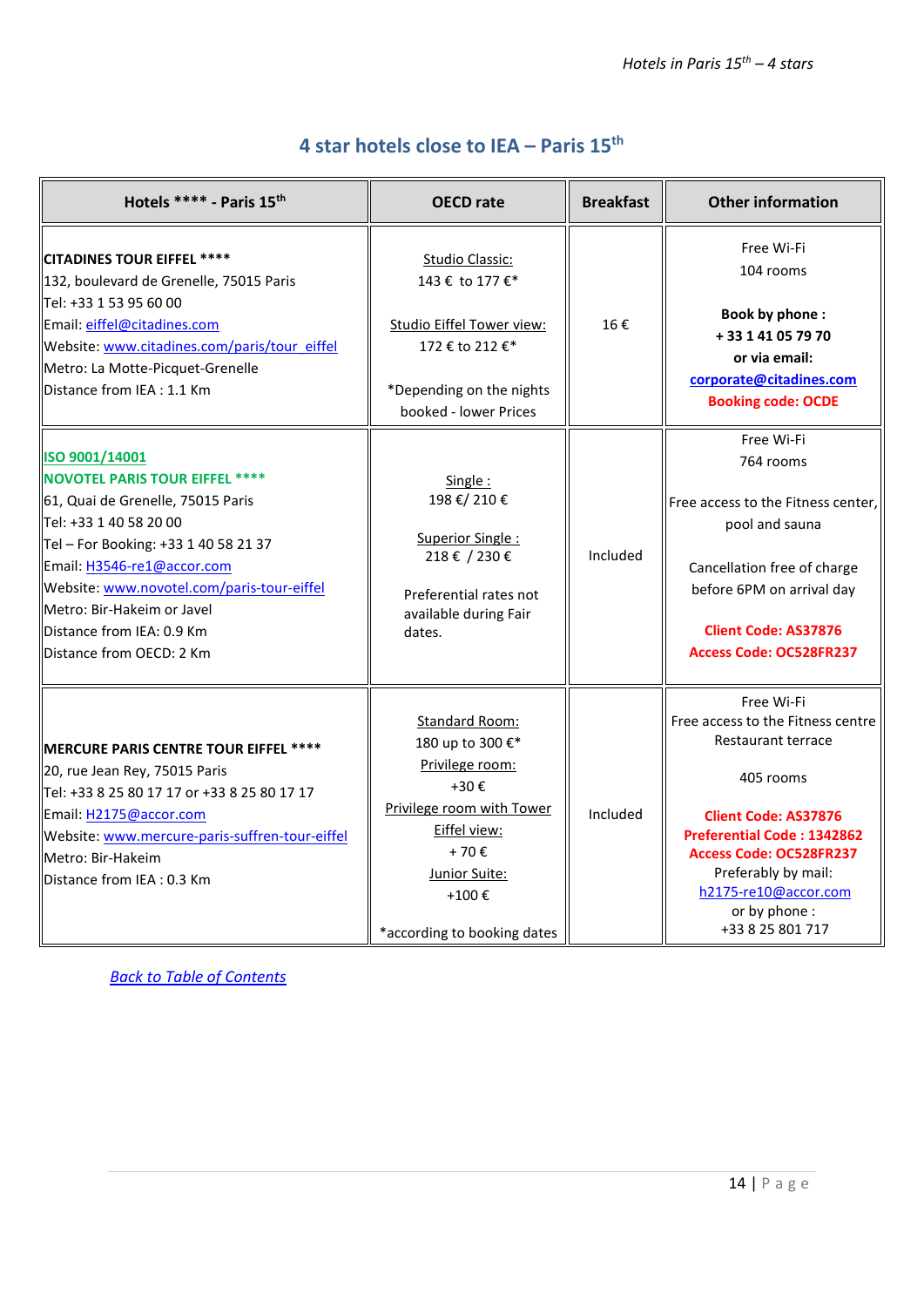## 4 star hotels close to IEA – Paris 15th

| Hotels **** - Paris 15th | OECD rate | Breakfast | Other information |
|---|---|---|---|
| **CITADINES TOUR EIFFEL ****<br>132, boulevard de Grenelle, 75015 Paris<br>Tel: +33 1 53 95 60 00<br>Email: eiffel@citadines.com<br>Website: www.citadines.com/paris/tour_eiffel<br>Metro: La Motte-Picquet-Grenelle<br>Distance from IEA : 1.1 Km | Studio Classic:<br>143 € to 177 €*<br><br>Studio Eiffel Tower view:<br>172 € to 212 €*<br><br>*Depending on the nights booked - lower Prices | 16 € | Free Wi-Fi<br>104 rooms<br><br>**Book by phone :**<br>**+ 33 1 41 05 79 70**<br>**or via email:**<br>**corporate@citadines.com**<br>**Booking code: OCDE** |
| ISO 9001/14001<br>**NOVOTEL PARIS TOUR EIFFEL ******<br>61, Quai de Grenelle, 75015 Paris<br>Tel: +33 1 40 58 20 00<br>Tel – For Booking: +33 1 40 58 21 37<br>Email: H3546-re1@accor.com<br>Website: www.novotel.com/paris-tour-eiffel<br>Metro: Bir-Hakeim or Javel<br>Distance from IEA: 0.9 Km<br>Distance from OECD: 2 Km | Single :<br>198 €/ 210 €<br><br>Superior Single :<br>218 € / 230 €<br><br>Preferential rates not available during Fair dates. | Included | Free Wi-Fi<br>764 rooms<br><br>Free access to the Fitness center, pool and sauna<br><br>Cancellation free of charge before 6PM on arrival day<br><br>**Client Code: AS37876**<br>**Access Code: OC528FR237** |
| **MERCURE PARIS CENTRE TOUR EIFFEL ******<br>20, rue Jean Rey, 75015 Paris<br>Tel: +33 8 25 80 17 17 or +33 8 25 80 17 17<br>Email: H2175@accor.com<br>Website: www.mercure-paris-suffren-tour-eiffel<br>Metro: Bir-Hakeim<br>Distance from IEA : 0.3 Km | Standard Room:<br>180 up to 300 €*<br>Privilege room:<br>+30 €<br>Privilege room with Tower Eiffel view:<br>+ 70 €<br>Junior Suite:<br>+100 €<br><br>*according to booking dates | Included | Free Wi-Fi<br>Free access to the Fitness centre<br>Restaurant terrace<br><br>405 rooms<br><br>**Client Code: AS37876**<br>**Preferential Code : 1342862**<br>**Access Code: OC528FR237**<br>Preferably by mail:<br>h2175-re10@accor.com<br>or by phone :<br>+33 8 25 801 717 |

*Back to Table of Contents*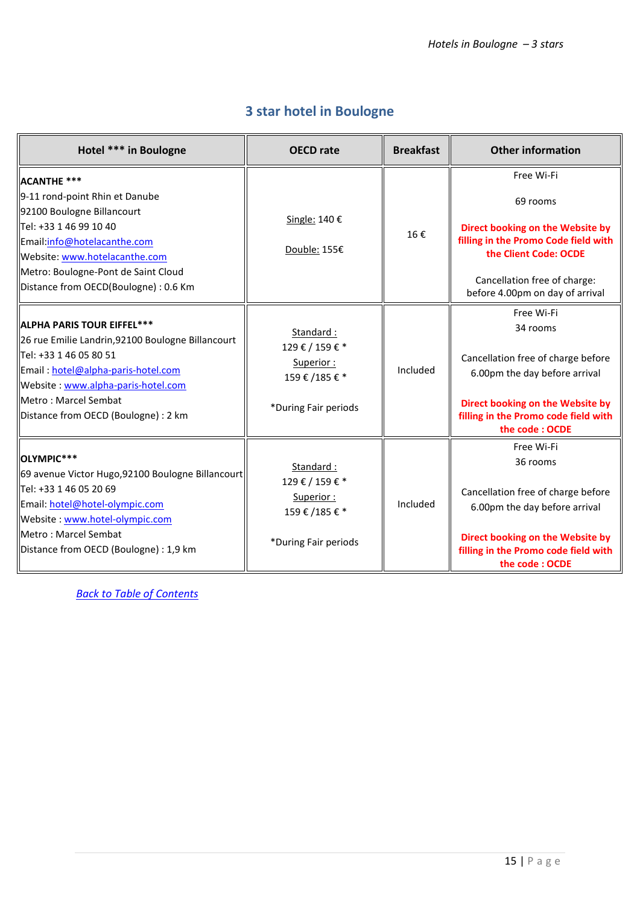## 3 star hotel in Boulogne

| Hotel *** in Boulogne | OECD rate | Breakfast | Other information |
|---|---|---|---|
| **ACANTHE ***<br>9-11 rond-point Rhin et Danube<br>92100 Boulogne Billancourt<br>Tel: +33 1 46 99 10 40<br>Email:info@hotelacanthe.com<br>Website: www.hotelacanthe.com<br>Metro: Boulogne-Pont de Saint Cloud<br>Distance from OECD(Boulogne) : 0.6 Km | Single: 140 €<br><br>Double: 155€ | 16 € | Free Wi-Fi<br><br>69 rooms<br><br>**Direct booking on the Website by filling in the Promo Code field with the Client Code: OCDE**<br><br>Cancellation free of charge: before 4.00pm on day of arrival |
| **ALPHA PARIS TOUR EIFFEL*****<br>26 rue Emilie Landrin,92100 Boulogne Billancourt<br>Tel: +33 1 46 05 80 51<br>Email : hotel@alpha-paris-hotel.com<br>Website : www.alpha-paris-hotel.com<br>Metro : Marcel Sembat<br>Distance from OECD (Boulogne) : 2 km | Standard :<br>129 € / 159 € *<br>Superior :<br>159 € /185 € *<br><br>*During Fair periods | Included | Free Wi-Fi<br>34 rooms<br><br>Cancellation free of charge before 6.00pm the day before arrival<br><br>**Direct booking on the Website by filling in the Promo code field with the code : OCDE** |
| **OLYMPIC*****<br>69 avenue Victor Hugo,92100 Boulogne Billancourt<br>Tel: +33 1 46 05 20 69<br>Email: hotel@hotel-olympic.com<br>Website : www.hotel-olympic.com<br>Metro : Marcel Sembat<br>Distance from OECD (Boulogne) : 1,9 km | Standard :<br>129 € / 159 € *<br>Superior :<br>159 € /185 € *<br><br>*During Fair periods | Included | Free Wi-Fi<br>36 rooms<br><br>Cancellation free of charge before 6.00pm the day before arrival<br><br>**Direct booking on the Website by filling in the Promo code field with the code : OCDE** |

*Back to Table of Contents*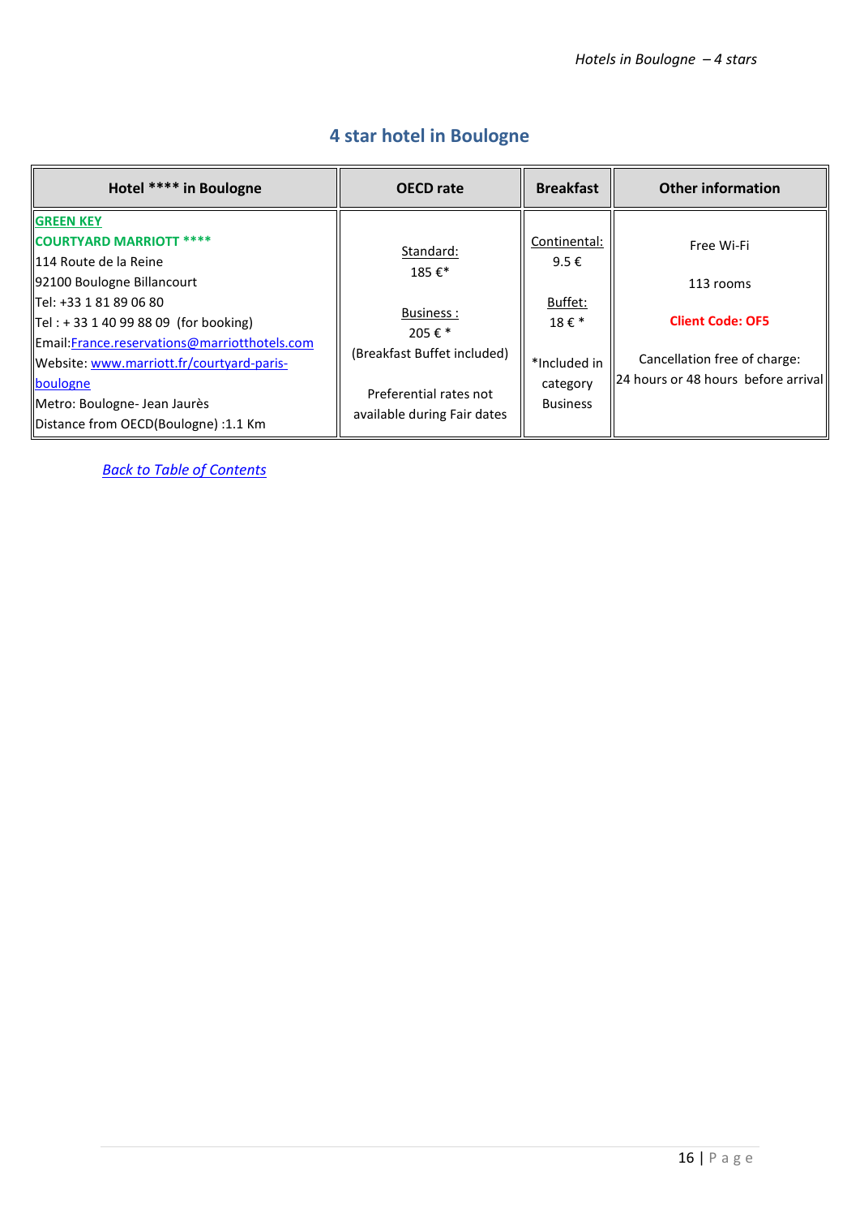## 4 star hotel in Boulogne

| Hotel **** in Boulogne | OECD rate | Breakfast | Other information |
|---|---|---|---|
| **GREEN KEY**<br>**COURTYARD MARRIOTT ****<br>114 Route de la Reine<br>92100 Boulogne Billancourt<br>Tel: +33 1 81 89 06 80<br>Tel : + 33 1 40 99 88 09 (for booking)<br>Email:France.reservations@marriotthotels.com<br>Website: www.marriott.fr/courtyard-paris-boulogne<br>Metro: Boulogne- Jean Jaurès<br>Distance from OECD(Boulogne) :1.1 Km | Standard:<br>185 €*<br><br>Business :<br>205 € *<br>(Breakfast Buffet included)<br><br>Preferential rates not available during Fair dates | Continental:<br>9.5 €<br><br>Buffet:<br>18 € *<br><br>*Included in category Business | Free Wi-Fi<br><br>113 rooms<br><br>**Client Code: OF5**<br><br>Cancellation free of charge:<br>24 hours or 48 hours before arrival |

*Back to Table of Contents*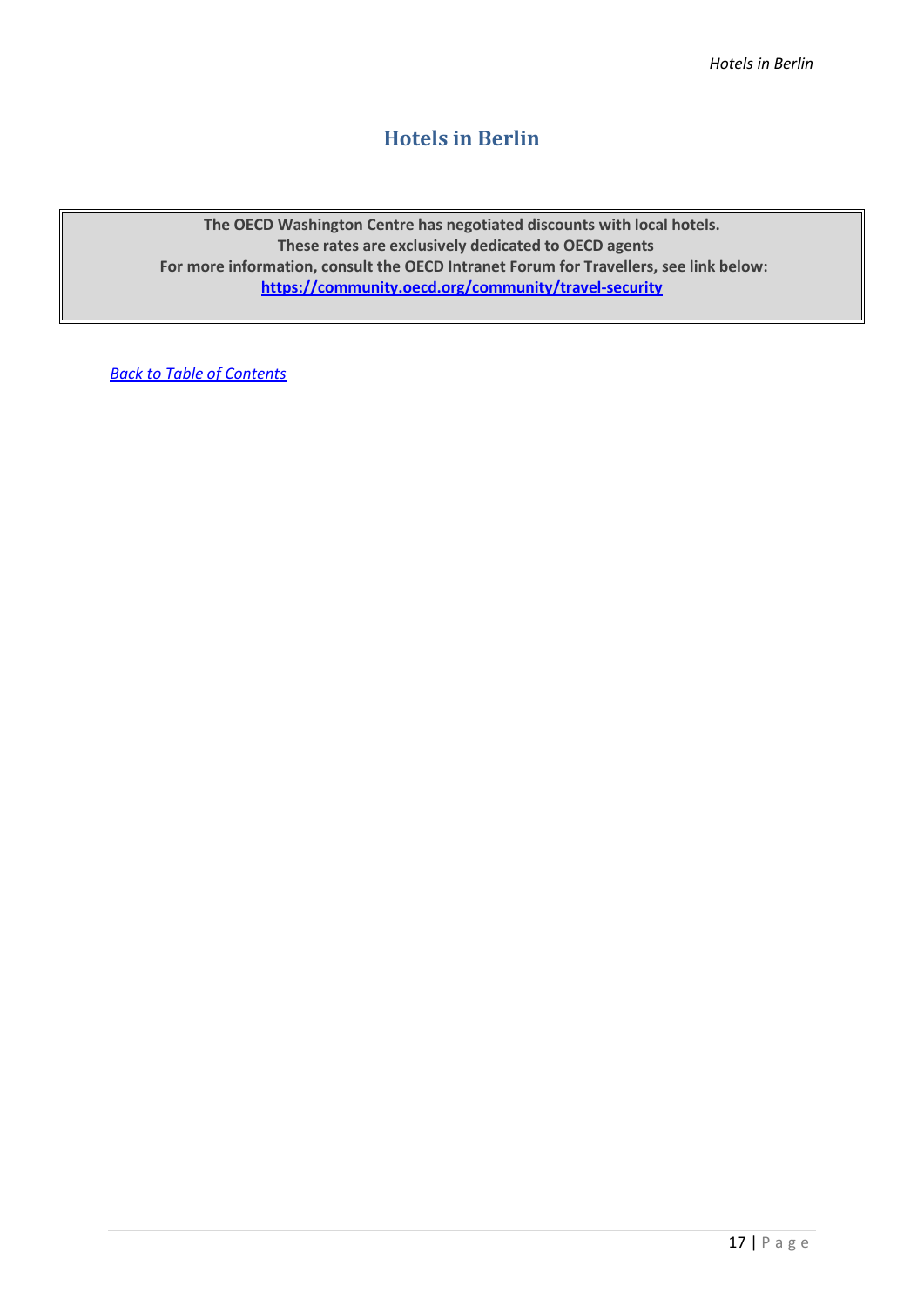# Hotels in Berlin

> **The OECD Washington Centre has negotiated discounts with local hotels.**
> **These rates are exclusively dedicated to OECD agents**
> **For more information, consult the OECD Intranet Forum for Travellers, see link below:**
> **https://community.oecd.org/community/travel-security**

*Back to Table of Contents*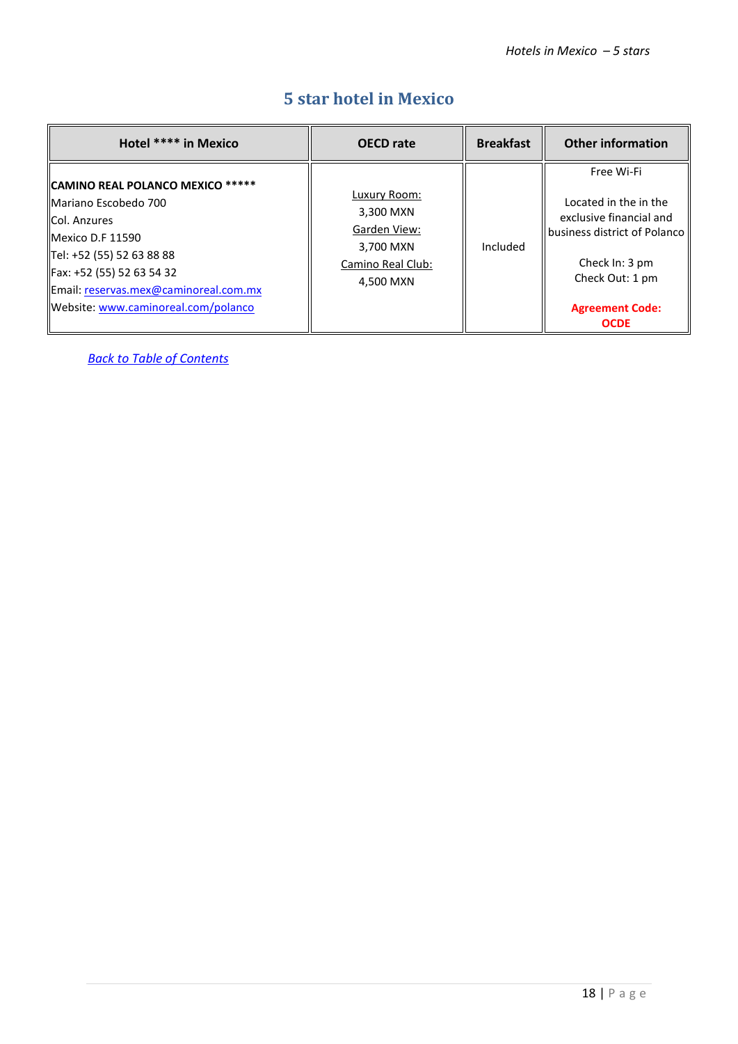## 5 star hotel in Mexico

| Hotel **** in Mexico | OECD rate | Breakfast | Other information |
|---|---|---|---|
| **CAMINO REAL POLANCO MEXICO *****<br>Mariano Escobedo 700<br>Col. Anzures<br>Mexico D.F 11590<br>Tel: +52 (55) 52 63 88 88<br>Fax: +52 (55) 52 63 54 32<br>Email: [reservas.mex@caminoreal.com.mx](mailto:reservas.mex@caminoreal.com.mx)<br>Website: [www.caminoreal.com/polanco](http://www.caminoreal.com/polanco) | Luxury Room:<br>3,300 MXN<br>Garden View:<br>3,700 MXN<br>Camino Real Club:<br>4,500 MXN | Included | Free Wi-Fi<br><br>Located in the in the exclusive financial and business district of Polanco<br><br>Check In: 3 pm<br>Check Out: 1 pm<br><br>**Agreement Code: OCDE** |

*Back to Table of Contents*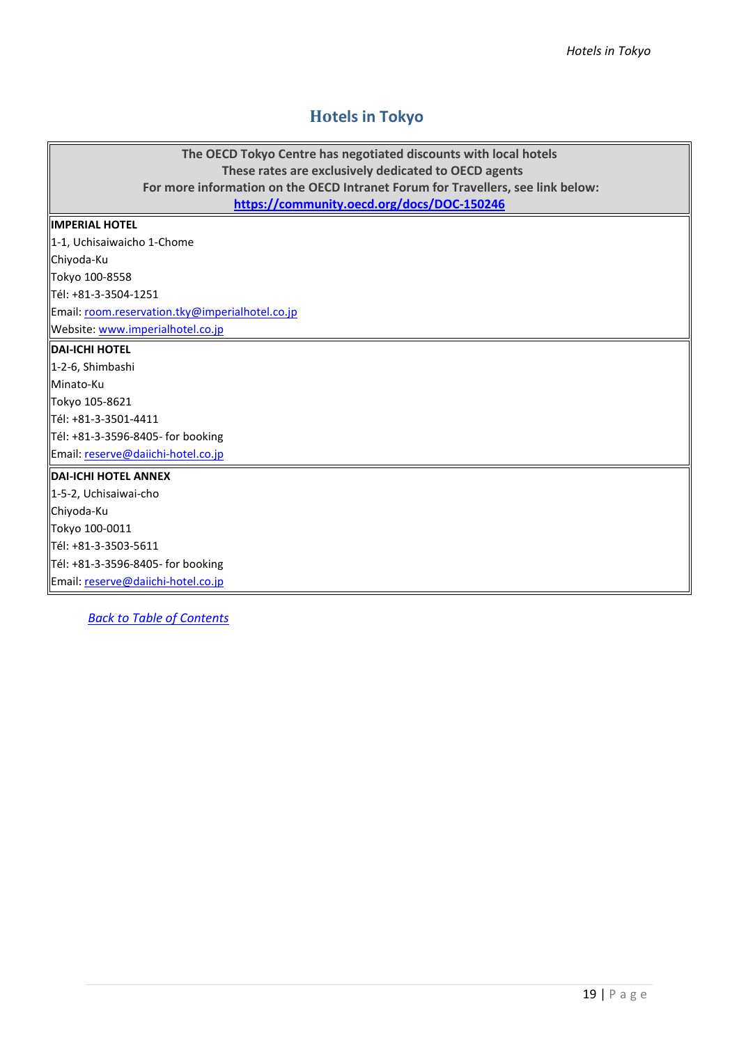# Hotels in Tokyo

**The OECD Tokyo Centre has negotiated discounts with local hotels**
**These rates are exclusively dedicated to OECD agents**
**For more information on the OECD Intranet Forum for Travellers, see link below:**
**https://community.oecd.org/docs/DOC-150246**

**IMPERIAL HOTEL**
1-1, Uchisaiwaicho 1-Chome
Chiyoda-Ku
Tokyo 100-8558
Tél: +81-3-3504-1251
Email: room.reservation.tky@imperialhotel.co.jp
Website: www.imperialhotel.co.jp

**DAI-ICHI HOTEL**
1-2-6, Shimbashi
Minato-Ku
Tokyo 105-8621
Tél: +81-3-3501-4411
Tél: +81-3-3596-8405- for booking
Email: reserve@daiichi-hotel.co.jp

**DAI-ICHI HOTEL ANNEX**
1-5-2, Uchisaiwai-cho
Chiyoda-Ku
Tokyo 100-0011
Tél: +81-3-3503-5611
Tél: +81-3-3596-8405- for booking
Email: reserve@daiichi-hotel.co.jp

*Back to Table of Contents*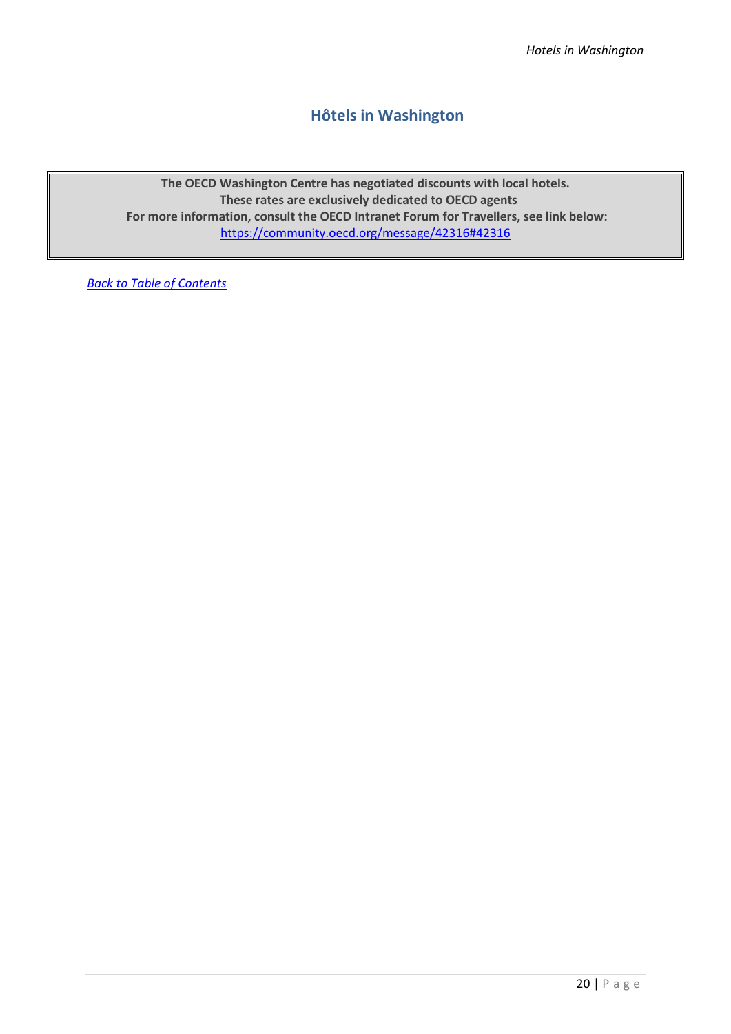## Hôtels in Washington

> **The OECD Washington Centre has negotiated discounts with local hotels.**
> **These rates are exclusively dedicated to OECD agents**
> **For more information, consult the OECD Intranet Forum for Travellers, see link below:**
> https://community.oecd.org/message/42316#42316

*Back to Table of Contents*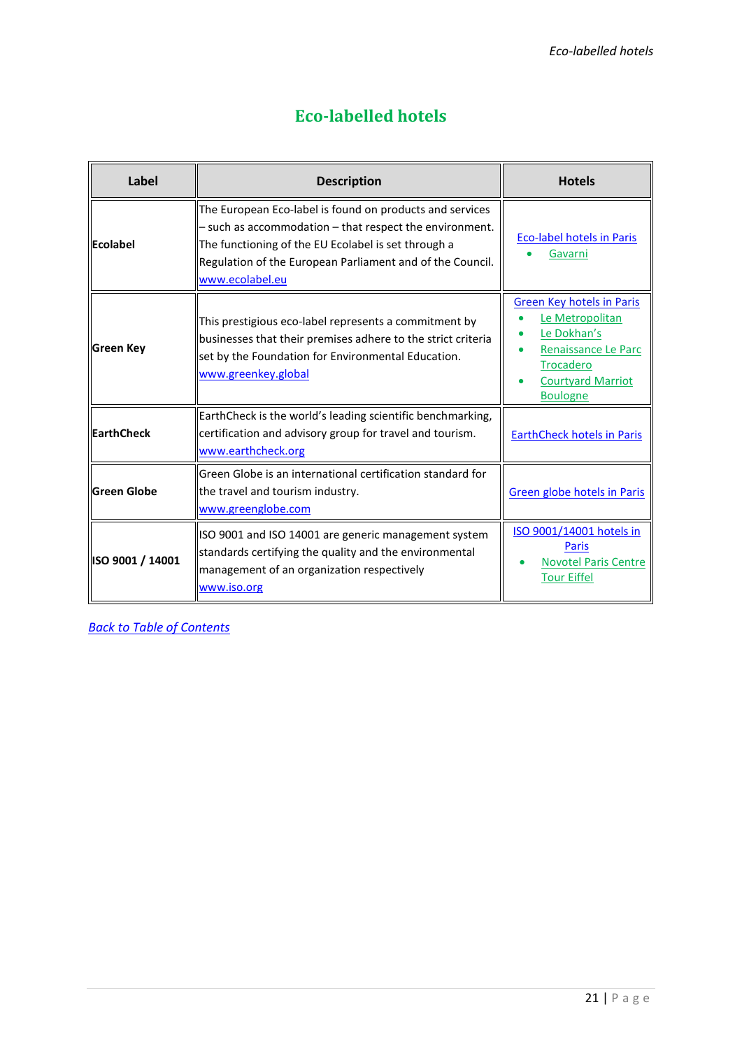# Eco-labelled hotels

| Label | Description | Hotels |
|---|---|---|
| **Ecolabel** | The European Eco-label is found on products and services – such as accommodation – that respect the environment. The functioning of the EU Ecolabel is set through a Regulation of the European Parliament and of the Council. www.ecolabel.eu | Eco-label hotels in Paris<br>• Gavarni |
| **Green Key** | This prestigious eco-label represents a commitment by businesses that their premises adhere to the strict criteria set by the Foundation for Environmental Education. www.greenkey.global | Green Key hotels in Paris<br>• Le Metropolitan<br>• Le Dokhan's<br>• Renaissance Le Parc Trocadero<br>• Courtyard Marriot Boulogne |
| **EarthCheck** | EarthCheck is the world's leading scientific benchmarking, certification and advisory group for travel and tourism. www.earthcheck.org | EarthCheck hotels in Paris |
| **Green Globe** | Green Globe is an international certification standard for the travel and tourism industry. www.greenglobe.com | Green globe hotels in Paris |
| **ISO 9001 / 14001** | ISO 9001 and ISO 14001 are generic management system standards certifying the quality and the environmental management of an organization respectively www.iso.org | ISO 9001/14001 hotels in Paris<br>• Novotel Paris Centre Tour Eiffel |

*Back to Table of Contents*